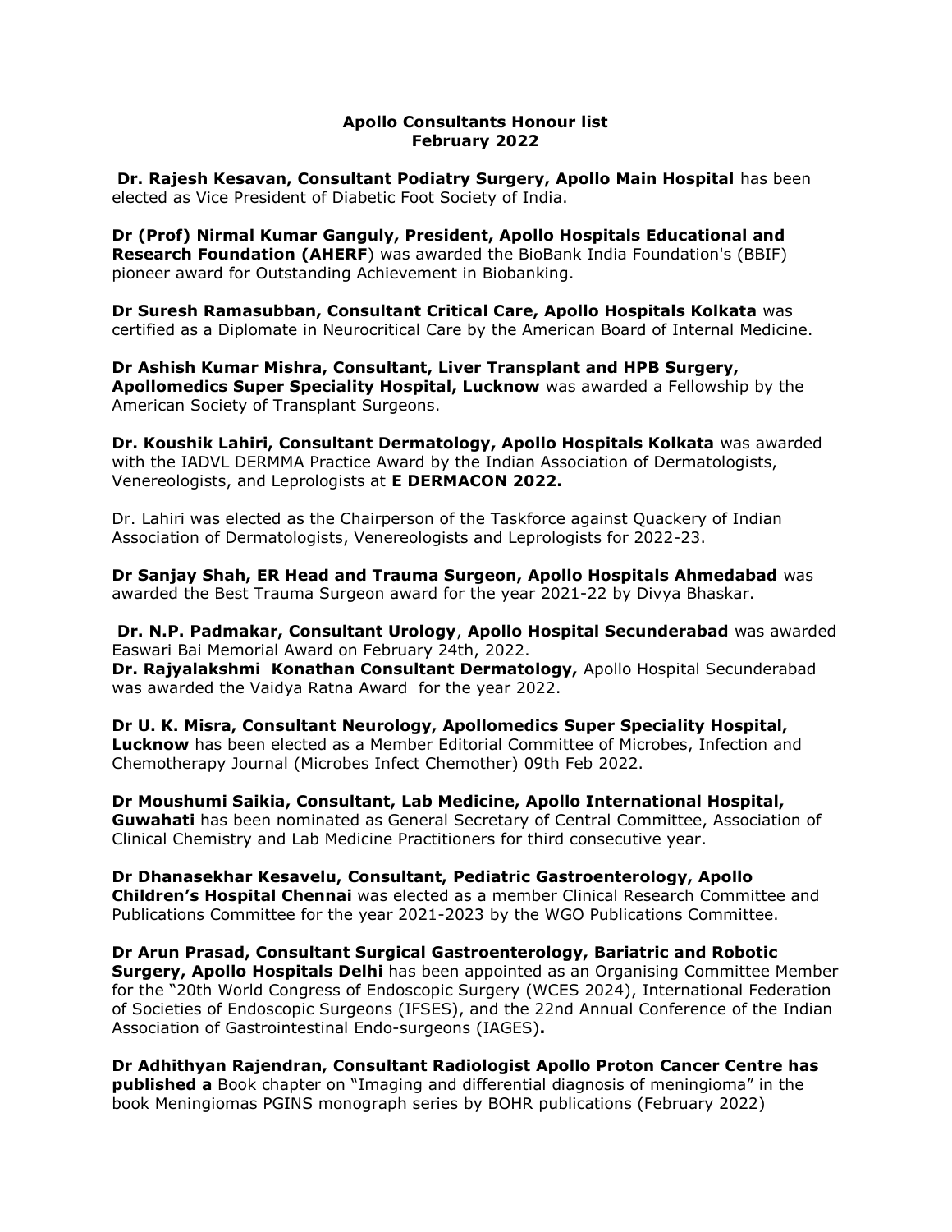**Apollo Consultants Honour list**
**February 2022**

**Dr. Rajesh Kesavan, Consultant Podiatry Surgery, Apollo Main Hospital** has been elected as Vice President of Diabetic Foot Society of India.

**Dr (Prof) Nirmal Kumar Ganguly, President, Apollo Hospitals Educational and Research Foundation (AHERF**) was awarded the BioBank India Foundation's (BBIF) pioneer award for Outstanding Achievement in Biobanking.

**Dr Suresh Ramasubban, Consultant Critical Care, Apollo Hospitals Kolkata** was certified as a Diplomate in Neurocritical Care by the American Board of Internal Medicine.

**Dr Ashish Kumar Mishra, Consultant, Liver Transplant and HPB Surgery, Apollomedics Super Speciality Hospital, Lucknow** was awarded a Fellowship by the American Society of Transplant Surgeons.

**Dr. Koushik Lahiri, Consultant Dermatology, Apollo Hospitals Kolkata** was awarded with the IADVL DERMMA Practice Award by the Indian Association of Dermatologists, Venereologists, and Leprologists at **E DERMACON 2022.**

Dr. Lahiri was elected as the Chairperson of the Taskforce against Quackery of Indian Association of Dermatologists, Venereologists and Leprologists for 2022-23.

**Dr Sanjay Shah, ER Head and Trauma Surgeon, Apollo Hospitals Ahmedabad** was awarded the Best Trauma Surgeon award for the year 2021-22 by Divya Bhaskar.

**Dr. N.P. Padmakar, Consultant Urology**, **Apollo Hospital Secunderabad** was awarded Easwari Bai Memorial Award on February 24th, 2022.
**Dr. Rajyalakshmi Konathan Consultant Dermatology,** Apollo Hospital Secunderabad was awarded the Vaidya Ratna Award for the year 2022.

**Dr U. K. Misra, Consultant Neurology, Apollomedics Super Speciality Hospital, Lucknow** has been elected as a Member Editorial Committee of Microbes, Infection and Chemotherapy Journal (Microbes Infect Chemother) 09th Feb 2022.

**Dr Moushumi Saikia, Consultant, Lab Medicine, Apollo International Hospital, Guwahati** has been nominated as General Secretary of Central Committee, Association of Clinical Chemistry and Lab Medicine Practitioners for third consecutive year.

**Dr Dhanasekhar Kesavelu, Consultant, Pediatric Gastroenterology, Apollo Children's Hospital Chennai** was elected as a member Clinical Research Committee and Publications Committee for the year 2021-2023 by the WGO Publications Committee.

**Dr Arun Prasad, Consultant Surgical Gastroenterology, Bariatric and Robotic Surgery, Apollo Hospitals Delhi** has been appointed as an Organising Committee Member for the "20th World Congress of Endoscopic Surgery (WCES 2024), International Federation of Societies of Endoscopic Surgeons (IFSES), and the 22nd Annual Conference of the Indian Association of Gastrointestinal Endo-surgeons (IAGES)**.**

**Dr Adhithyan Rajendran, Consultant Radiologist Apollo Proton Cancer Centre has published a** Book chapter on "Imaging and differential diagnosis of meningioma" in the book Meningiomas PGINS monograph series by BOHR publications (February 2022)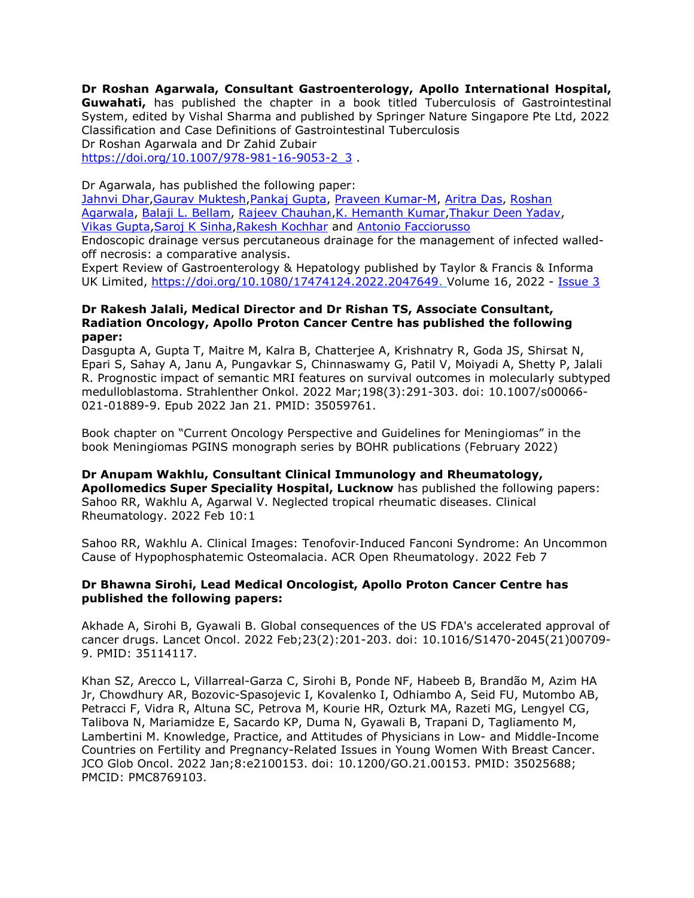**Dr Roshan Agarwala, Consultant Gastroenterology, Apollo International Hospital, Guwahati,** has published the chapter in a book titled Tuberculosis of Gastrointestinal System, edited by Vishal Sharma and published by Springer Nature Singapore Pte Ltd, 2022
Classification and Case Definitions of Gastrointestinal Tuberculosis
Dr Roshan Agarwala and Dr Zahid Zubair
https://doi.org/10.1007/978-981-16-9053-2_3 .

Dr Agarwala, has published the following paper:
Jahnvi Dhar,Gaurav Muktesh,Pankaj Gupta, Praveen Kumar-M, Aritra Das, Roshan Agarwala, Balaji L. Bellam, Rajeev Chauhan,K. Hemanth Kumar,Thakur Deen Yadav, Vikas Gupta,Saroj K Sinha,Rakesh Kochhar and Antonio Facciorusso
Endoscopic drainage versus percutaneous drainage for the management of infected walled-off necrosis: a comparative analysis.
Expert Review of Gastroenterology & Hepatology published by Taylor & Francis & Informa UK Limited, https://doi.org/10.1080/17474124.2022.2047649. Volume 16, 2022 - Issue 3

**Dr Rakesh Jalali, Medical Director and Dr Rishan TS, Associate Consultant, Radiation Oncology, Apollo Proton Cancer Centre has published the following paper:**
Dasgupta A, Gupta T, Maitre M, Kalra B, Chatterjee A, Krishnatry R, Goda JS, Shirsat N, Epari S, Sahay A, Janu A, Pungavkar S, Chinnaswamy G, Patil V, Moiyadi A, Shetty P, Jalali R. Prognostic impact of semantic MRI features on survival outcomes in molecularly subtyped medulloblastoma. Strahlenther Onkol. 2022 Mar;198(3):291-303. doi: 10.1007/s00066-021-01889-9. Epub 2022 Jan 21. PMID: 35059761.

Book chapter on "Current Oncology Perspective and Guidelines for Meningiomas" in the book Meningiomas PGINS monograph series by BOHR publications (February 2022)

**Dr Anupam Wakhlu, Consultant Clinical Immunology and Rheumatology, Apollomedics Super Speciality Hospital, Lucknow** has published the following papers:
Sahoo RR, Wakhlu A, Agarwal V. Neglected tropical rheumatic diseases. Clinical Rheumatology. 2022 Feb 10:1

Sahoo RR, Wakhlu A. Clinical Images: Tenofovir-Induced Fanconi Syndrome: An Uncommon Cause of Hypophosphatemic Osteomalacia. ACR Open Rheumatology. 2022 Feb 7

**Dr Bhawna Sirohi, Lead Medical Oncologist, Apollo Proton Cancer Centre has published the following papers:**

Akhade A, Sirohi B, Gyawali B. Global consequences of the US FDA's accelerated approval of cancer drugs. Lancet Oncol. 2022 Feb;23(2):201-203. doi: 10.1016/S1470-2045(21)00709-9. PMID: 35114117.

Khan SZ, Arecco L, Villarreal-Garza C, Sirohi B, Ponde NF, Habeeb B, Brandão M, Azim HA Jr, Chowdhury AR, Bozovic-Spasojevic I, Kovalenko I, Odhiambo A, Seid FU, Mutombo AB, Petracci F, Vidra R, Altuna SC, Petrova M, Kourie HR, Ozturk MA, Razeti MG, Lengyel CG, Talibova N, Mariamidze E, Sacardo KP, Duma N, Gyawali B, Trapani D, Tagliamento M, Lambertini M. Knowledge, Practice, and Attitudes of Physicians in Low- and Middle-Income Countries on Fertility and Pregnancy-Related Issues in Young Women With Breast Cancer. JCO Glob Oncol. 2022 Jan;8:e2100153. doi: 10.1200/GO.21.00153. PMID: 35025688; PMCID: PMC8769103.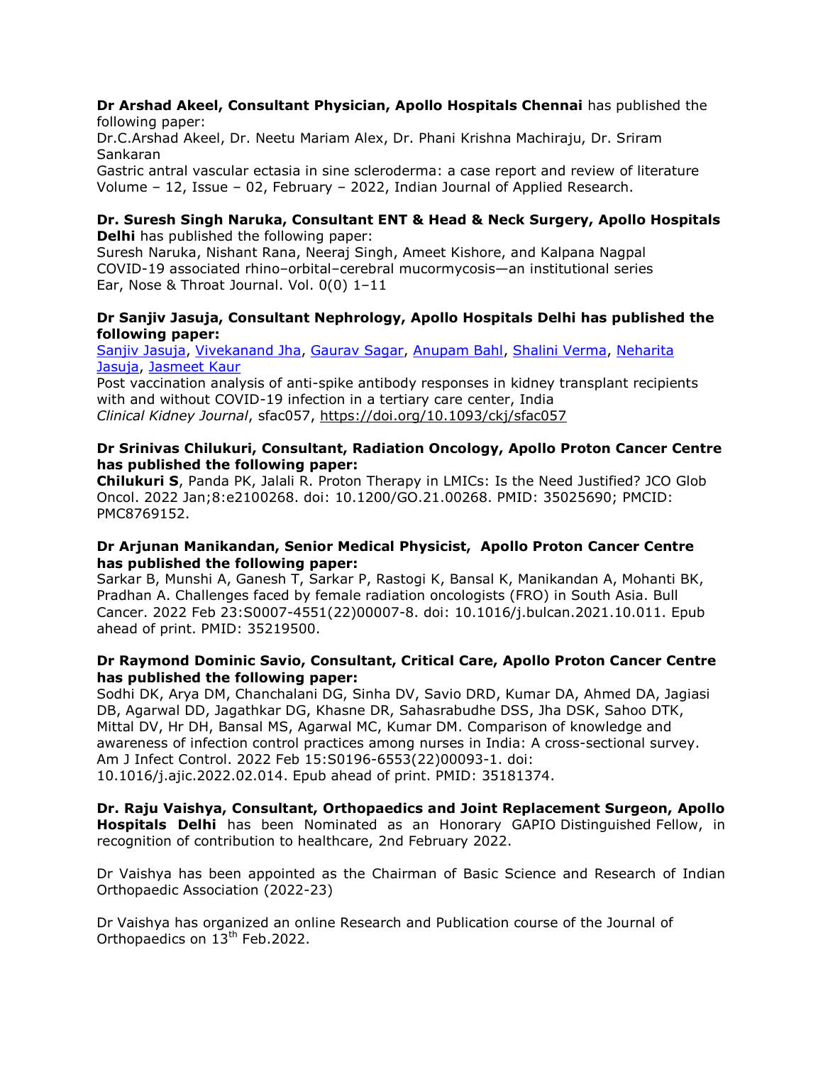**Dr Arshad Akeel, Consultant Physician, Apollo Hospitals Chennai** has published the following paper:
Dr.C.Arshad Akeel, Dr. Neetu Mariam Alex, Dr. Phani Krishna Machiraju, Dr. Sriram Sankaran
Gastric antral vascular ectasia in sine scleroderma: a case report and review of literature
Volume – 12, Issue – 02, February – 2022, Indian Journal of Applied Research.

**Dr. Suresh Singh Naruka, Consultant ENT & Head & Neck Surgery, Apollo Hospitals Delhi** has published the following paper:
Suresh Naruka, Nishant Rana, Neeraj Singh, Ameet Kishore, and Kalpana Nagpal
COVID-19 associated rhino–orbital–cerebral mucormycosis—an institutional series
Ear, Nose & Throat Journal. Vol. 0(0) 1–11

**Dr Sanjiv Jasuja, Consultant Nephrology, Apollo Hospitals Delhi has published the following paper:**
Sanjiv Jasuja, Vivekanand Jha, Gaurav Sagar, Anupam Bahl, Shalini Verma, Neharita Jasuja, Jasmeet Kaur
Post vaccination analysis of anti-spike antibody responses in kidney transplant recipients with and without COVID-19 infection in a tertiary care center, India
*Clinical Kidney Journal*, sfac057, https://doi.org/10.1093/ckj/sfac057

**Dr Srinivas Chilukuri, Consultant, Radiation Oncology, Apollo Proton Cancer Centre has published the following paper:**
**Chilukuri S**, Panda PK, Jalali R. Proton Therapy in LMICs: Is the Need Justified? JCO Glob Oncol. 2022 Jan;8:e2100268. doi: 10.1200/GO.21.00268. PMID: 35025690; PMCID: PMC8769152.

**Dr Arjunan Manikandan, Senior Medical Physicist, Apollo Proton Cancer Centre has published the following paper:**
Sarkar B, Munshi A, Ganesh T, Sarkar P, Rastogi K, Bansal K, Manikandan A, Mohanti BK, Pradhan A. Challenges faced by female radiation oncologists (FRO) in South Asia. Bull Cancer. 2022 Feb 23:S0007-4551(22)00007-8. doi: 10.1016/j.bulcan.2021.10.011. Epub ahead of print. PMID: 35219500.

**Dr Raymond Dominic Savio, Consultant, Critical Care, Apollo Proton Cancer Centre has published the following paper:**
Sodhi DK, Arya DM, Chanchalani DG, Sinha DV, Savio DRD, Kumar DA, Ahmed DA, Jagiasi DB, Agarwal DD, Jagathkar DG, Khasne DR, Sahasrabudhe DSS, Jha DSK, Sahoo DTK, Mittal DV, Hr DH, Bansal MS, Agarwal MC, Kumar DM. Comparison of knowledge and awareness of infection control practices among nurses in India: A cross-sectional survey. Am J Infect Control. 2022 Feb 15:S0196-6553(22)00093-1. doi: 10.1016/j.ajic.2022.02.014. Epub ahead of print. PMID: 35181374.

**Dr. Raju Vaishya, Consultant, Orthopaedics and Joint Replacement Surgeon, Apollo Hospitals Delhi** has been Nominated as an Honorary GAPIO Distinguished Fellow, in recognition of contribution to healthcare, 2nd February 2022.

Dr Vaishya has been appointed as the Chairman of Basic Science and Research of Indian Orthopaedic Association (2022-23)

Dr Vaishya has organized an online Research and Publication course of the Journal of Orthopaedics on 13th Feb.2022.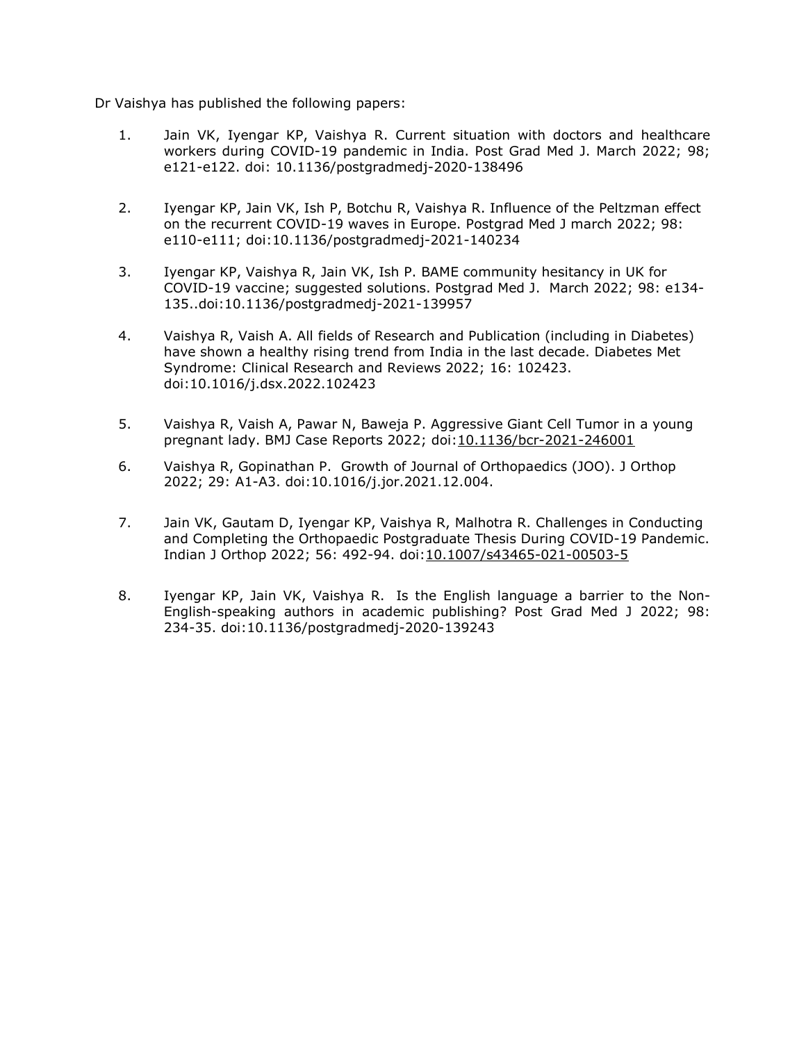Dr Vaishya has published the following papers:

1. Jain VK, Iyengar KP, Vaishya R. Current situation with doctors and healthcare workers during COVID-19 pandemic in India. Post Grad Med J. March 2022; 98; e121-e122. doi: 10.1136/postgradmedj-2020-138496

2. Iyengar KP, Jain VK, Ish P, Botchu R, Vaishya R. Influence of the Peltzman effect on the recurrent COVID-19 waves in Europe. Postgrad Med J march 2022; 98: e110-e111; doi:10.1136/postgradmedj-2021-140234

3. Iyengar KP, Vaishya R, Jain VK, Ish P. BAME community hesitancy in UK for COVID-19 vaccine; suggested solutions. Postgrad Med J. March 2022; 98: e134-135..doi:10.1136/postgradmedj-2021-139957

4. Vaishya R, Vaish A. All fields of Research and Publication (including in Diabetes) have shown a healthy rising trend from India in the last decade. Diabetes Met Syndrome: Clinical Research and Reviews 2022; 16: 102423. doi:10.1016/j.dsx.2022.102423

5. Vaishya R, Vaish A, Pawar N, Baweja P. Aggressive Giant Cell Tumor in a young pregnant lady. BMJ Case Reports 2022; doi:10.1136/bcr-2021-246001

6. Vaishya R, Gopinathan P. Growth of Journal of Orthopaedics (JOO). J Orthop 2022; 29: A1-A3. doi:10.1016/j.jor.2021.12.004.

7. Jain VK, Gautam D, Iyengar KP, Vaishya R, Malhotra R. Challenges in Conducting and Completing the Orthopaedic Postgraduate Thesis During COVID-19 Pandemic. Indian J Orthop 2022; 56: 492-94. doi:10.1007/s43465-021-00503-5

8. Iyengar KP, Jain VK, Vaishya R. Is the English language a barrier to the Non-English-speaking authors in academic publishing? Post Grad Med J 2022; 98: 234-35. doi:10.1136/postgradmedj-2020-139243